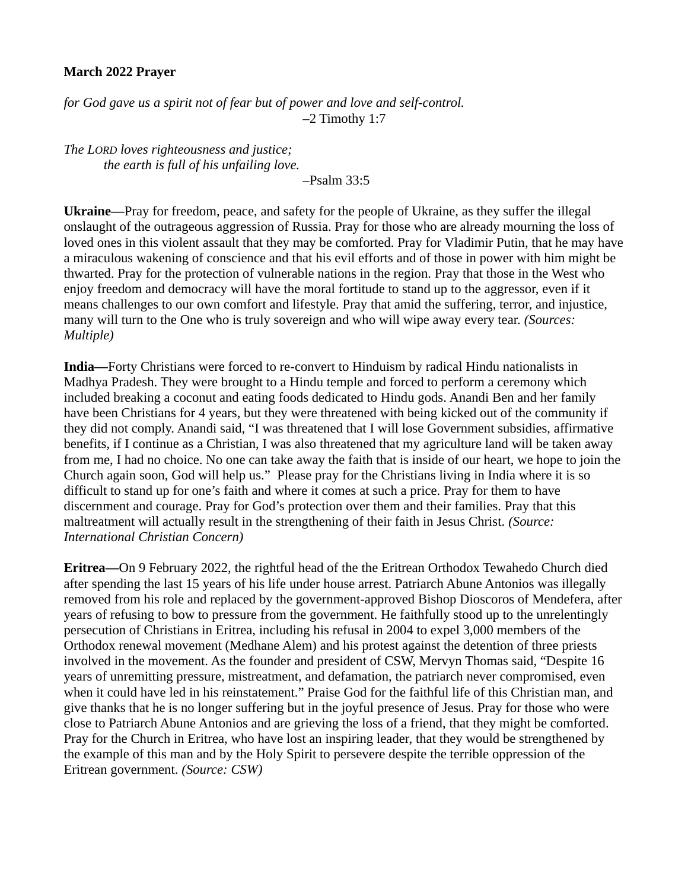**March 2022 Prayer**

*for God gave us a spirit not of fear but of power and love and self-control.*
–2 Timothy 1:7

*The LORD loves righteousness and justice;*
*the earth is full of his unfailing love.*
–Psalm 33:5

**Ukraine—**Pray for freedom, peace, and safety for the people of Ukraine, as they suffer the illegal onslaught of the outrageous aggression of Russia. Pray for those who are already mourning the loss of loved ones in this violent assault that they may be comforted. Pray for Vladimir Putin, that he may have a miraculous wakening of conscience and that his evil efforts and of those in power with him might be thwarted. Pray for the protection of vulnerable nations in the region. Pray that those in the West who enjoy freedom and democracy will have the moral fortitude to stand up to the aggressor, even if it means challenges to our own comfort and lifestyle. Pray that amid the suffering, terror, and injustice, many will turn to the One who is truly sovereign and who will wipe away every tear. *(Sources: Multiple)*

**India—**Forty Christians were forced to re-convert to Hinduism by radical Hindu nationalists in Madhya Pradesh. They were brought to a Hindu temple and forced to perform a ceremony which included breaking a coconut and eating foods dedicated to Hindu gods. Anandi Ben and her family have been Christians for 4 years, but they were threatened with being kicked out of the community if they did not comply. Anandi said, "I was threatened that I will lose Government subsidies, affirmative benefits, if I continue as a Christian, I was also threatened that my agriculture land will be taken away from me, I had no choice. No one can take away the faith that is inside of our heart, we hope to join the Church again soon, God will help us." Please pray for the Christians living in India where it is so difficult to stand up for one's faith and where it comes at such a price. Pray for them to have discernment and courage. Pray for God's protection over them and their families. Pray that this maltreatment will actually result in the strengthening of their faith in Jesus Christ. *(Source: International Christian Concern)*

**Eritrea—**On 9 February 2022, the rightful head of the the Eritrean Orthodox Tewahedo Church died after spending the last 15 years of his life under house arrest. Patriarch Abune Antonios was illegally removed from his role and replaced by the government-approved Bishop Dioscoros of Mendefera, after years of refusing to bow to pressure from the government. He faithfully stood up to the unrelentingly persecution of Christians in Eritrea, including his refusal in 2004 to expel 3,000 members of the Orthodox renewal movement (Medhane Alem) and his protest against the detention of three priests involved in the movement. As the founder and president of CSW, Mervyn Thomas said, "Despite 16 years of unremitting pressure, mistreatment, and defamation, the patriarch never compromised, even when it could have led in his reinstatement." Praise God for the faithful life of this Christian man, and give thanks that he is no longer suffering but in the joyful presence of Jesus. Pray for those who were close to Patriarch Abune Antonios and are grieving the loss of a friend, that they might be comforted. Pray for the Church in Eritrea, who have lost an inspiring leader, that they would be strengthened by the example of this man and by the Holy Spirit to persevere despite the terrible oppression of the Eritrean government. *(Source: CSW)*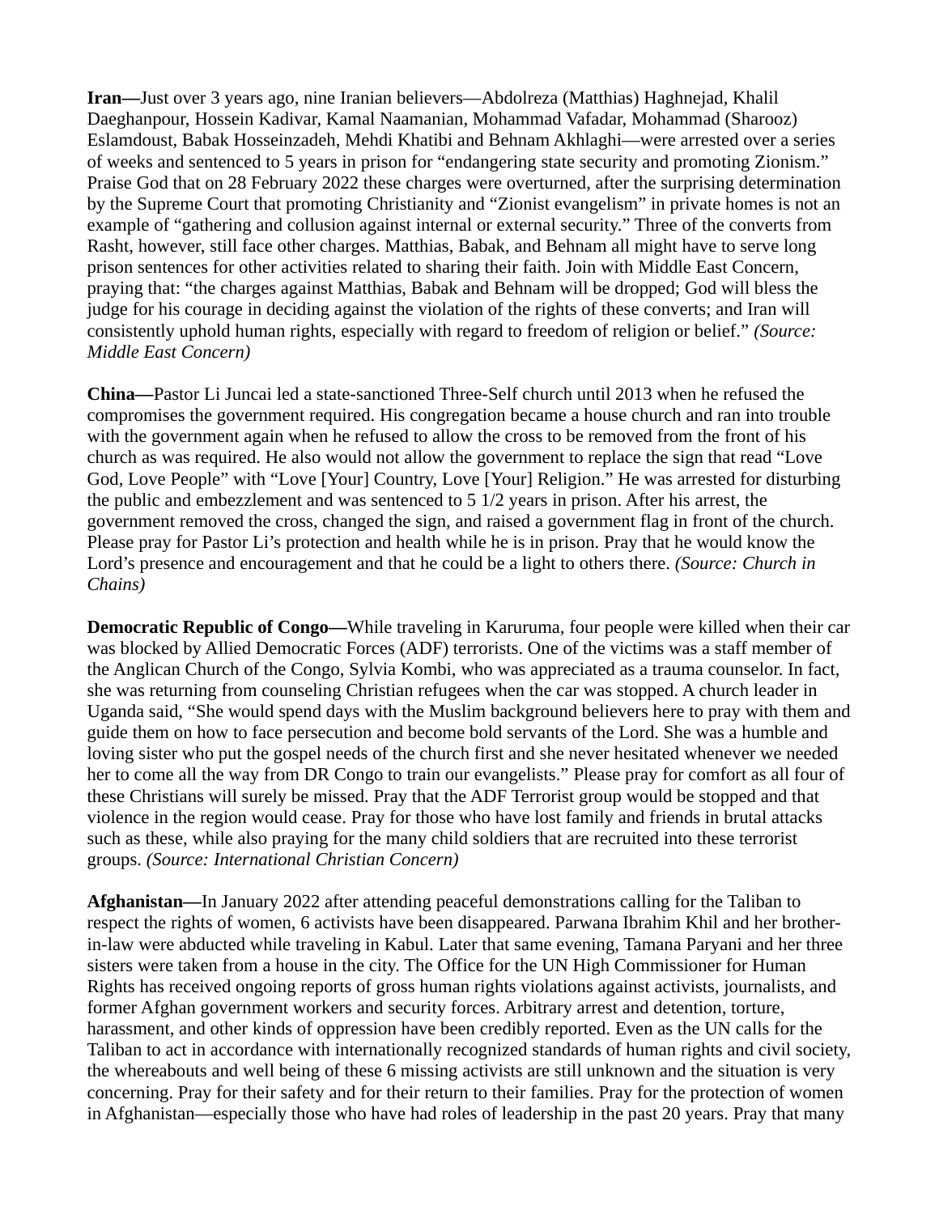**Iran—**Just over 3 years ago, nine Iranian believers—Abdolreza (Matthias) Haghnejad, Khalil Daeghanpour, Hossein Kadivar, Kamal Naamanian, Mohammad Vafadar, Mohammad (Sharooz) Eslamdoust, Babak Hosseinzadeh, Mehdi Khatibi and Behnam Akhlaghi—were arrested over a series of weeks and sentenced to 5 years in prison for "endangering state security and promoting Zionism." Praise God that on 28 February 2022 these charges were overturned, after the surprising determination by the Supreme Court that promoting Christianity and "Zionist evangelism" in private homes is not an example of "gathering and collusion against internal or external security." Three of the converts from Rasht, however, still face other charges. Matthias, Babak, and Behnam all might have to serve long prison sentences for other activities related to sharing their faith. Join with Middle East Concern, praying that: "the charges against Matthias, Babak and Behnam will be dropped; God will bless the judge for his courage in deciding against the violation of the rights of these converts; and Iran will consistently uphold human rights, especially with regard to freedom of religion or belief." *(Source: Middle East Concern)*

**China—**Pastor Li Juncai led a state-sanctioned Three-Self church until 2013 when he refused the compromises the government required. His congregation became a house church and ran into trouble with the government again when he refused to allow the cross to be removed from the front of his church as was required. He also would not allow the government to replace the sign that read "Love God, Love People" with "Love [Your] Country, Love [Your] Religion." He was arrested for disturbing the public and embezzlement and was sentenced to 5 1/2 years in prison. After his arrest, the government removed the cross, changed the sign, and raised a government flag in front of the church. Please pray for Pastor Li's protection and health while he is in prison. Pray that he would know the Lord's presence and encouragement and that he could be a light to others there. *(Source: Church in Chains)*

**Democratic Republic of Congo—**While traveling in Karuruma, four people were killed when their car was blocked by Allied Democratic Forces (ADF) terrorists. One of the victims was a staff member of the Anglican Church of the Congo, Sylvia Kombi, who was appreciated as a trauma counselor. In fact, she was returning from counseling Christian refugees when the car was stopped. A church leader in Uganda said, "She would spend days with the Muslim background believers here to pray with them and guide them on how to face persecution and become bold servants of the Lord. She was a humble and loving sister who put the gospel needs of the church first and she never hesitated whenever we needed her to come all the way from DR Congo to train our evangelists." Please pray for comfort as all four of these Christians will surely be missed. Pray that the ADF Terrorist group would be stopped and that violence in the region would cease. Pray for those who have lost family and friends in brutal attacks such as these, while also praying for the many child soldiers that are recruited into these terrorist groups. *(Source: International Christian Concern)*

**Afghanistan—**In January 2022 after attending peaceful demonstrations calling for the Taliban to respect the rights of women, 6 activists have been disappeared. Parwana Ibrahim Khil and her brother-in-law were abducted while traveling in Kabul. Later that same evening, Tamana Paryani and her three sisters were taken from a house in the city. The Office for the UN High Commissioner for Human Rights has received ongoing reports of gross human rights violations against activists, journalists, and former Afghan government workers and security forces. Arbitrary arrest and detention, torture, harassment, and other kinds of oppression have been credibly reported. Even as the UN calls for the Taliban to act in accordance with internationally recognized standards of human rights and civil society, the whereabouts and well being of these 6 missing activists are still unknown and the situation is very concerning. Pray for their safety and for their return to their families. Pray for the protection of women in Afghanistan—especially those who have had roles of leadership in the past 20 years. Pray that many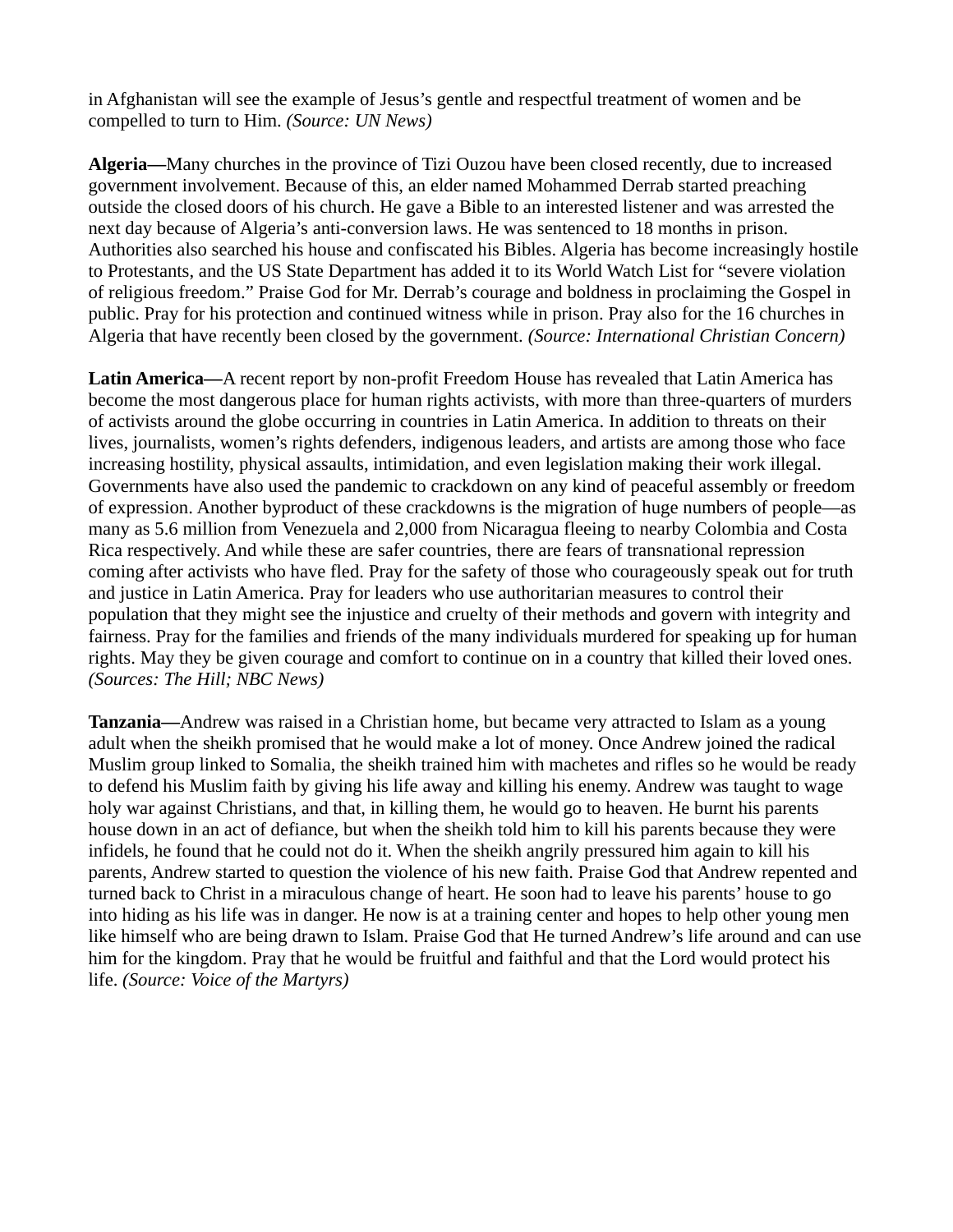in Afghanistan will see the example of Jesus's gentle and respectful treatment of women and be compelled to turn to Him. *(Source: UN News)*

**Algeria—**Many churches in the province of Tizi Ouzou have been closed recently, due to increased government involvement. Because of this, an elder named Mohammed Derrab started preaching outside the closed doors of his church. He gave a Bible to an interested listener and was arrested the next day because of Algeria's anti-conversion laws. He was sentenced to 18 months in prison. Authorities also searched his house and confiscated his Bibles. Algeria has become increasingly hostile to Protestants, and the US State Department has added it to its World Watch List for "severe violation of religious freedom." Praise God for Mr. Derrab's courage and boldness in proclaiming the Gospel in public. Pray for his protection and continued witness while in prison. Pray also for the 16 churches in Algeria that have recently been closed by the government. *(Source: International Christian Concern)*

**Latin America—**A recent report by non-profit Freedom House has revealed that Latin America has become the most dangerous place for human rights activists, with more than three-quarters of murders of activists around the globe occurring in countries in Latin America. In addition to threats on their lives, journalists, women's rights defenders, indigenous leaders, and artists are among those who face increasing hostility, physical assaults, intimidation, and even legislation making their work illegal. Governments have also used the pandemic to crackdown on any kind of peaceful assembly or freedom of expression. Another byproduct of these crackdowns is the migration of huge numbers of people—as many as 5.6 million from Venezuela and 2,000 from Nicaragua fleeing to nearby Colombia and Costa Rica respectively. And while these are safer countries, there are fears of transnational repression coming after activists who have fled. Pray for the safety of those who courageously speak out for truth and justice in Latin America. Pray for leaders who use authoritarian measures to control their population that they might see the injustice and cruelty of their methods and govern with integrity and fairness. Pray for the families and friends of the many individuals murdered for speaking up for human rights. May they be given courage and comfort to continue on in a country that killed their loved ones. *(Sources: The Hill; NBC News)*

**Tanzania—**Andrew was raised in a Christian home, but became very attracted to Islam as a young adult when the sheikh promised that he would make a lot of money. Once Andrew joined the radical Muslim group linked to Somalia, the sheikh trained him with machetes and rifles so he would be ready to defend his Muslim faith by giving his life away and killing his enemy. Andrew was taught to wage holy war against Christians, and that, in killing them, he would go to heaven. He burnt his parents house down in an act of defiance, but when the sheikh told him to kill his parents because they were infidels, he found that he could not do it. When the sheikh angrily pressured him again to kill his parents, Andrew started to question the violence of his new faith. Praise God that Andrew repented and turned back to Christ in a miraculous change of heart. He soon had to leave his parents' house to go into hiding as his life was in danger. He now is at a training center and hopes to help other young men like himself who are being drawn to Islam. Praise God that He turned Andrew's life around and can use him for the kingdom. Pray that he would be fruitful and faithful and that the Lord would protect his life. *(Source: Voice of the Martyrs)*